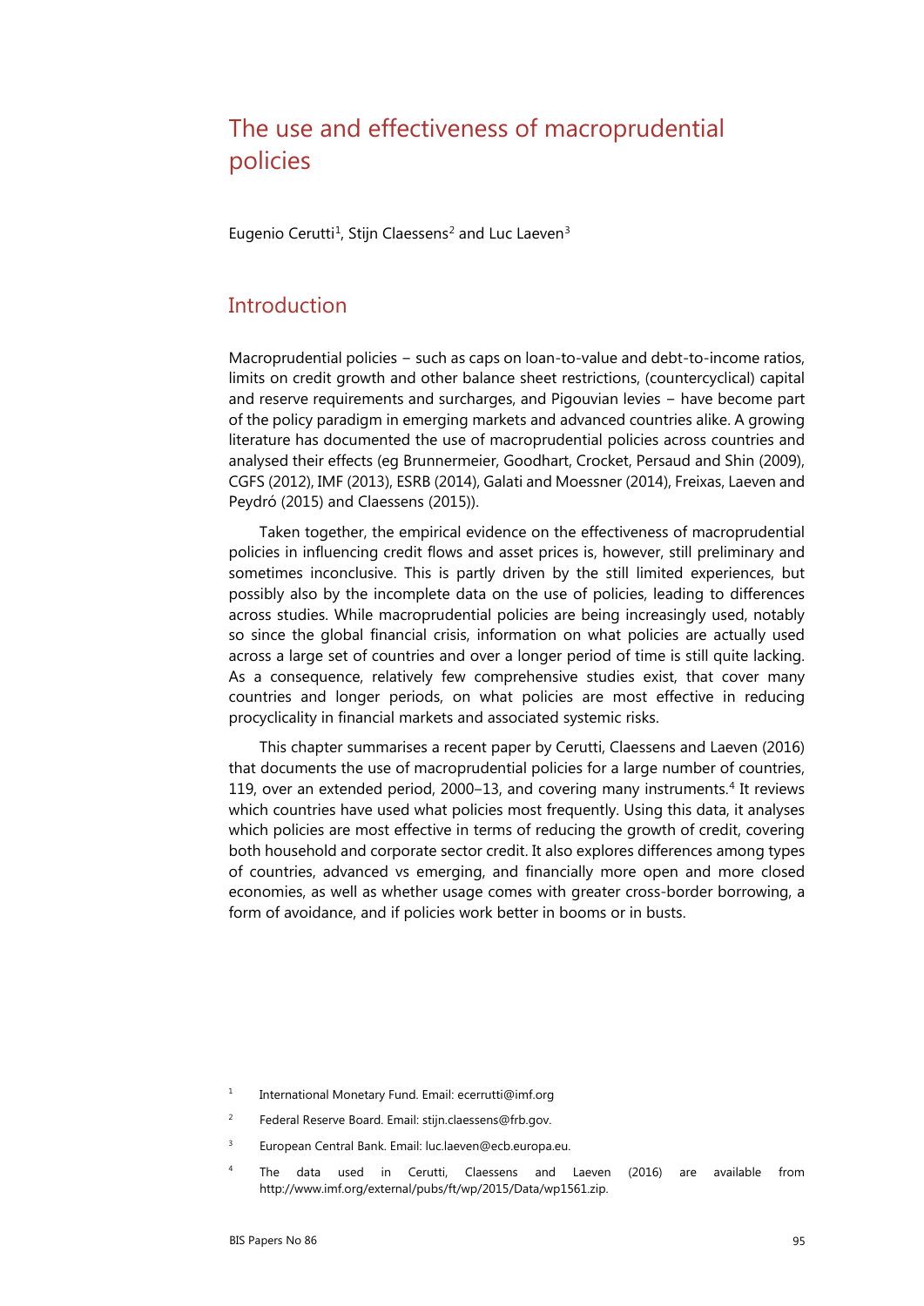# The use and effectiveness of macroprudential policies

Eugenio Cerutti[1], Stijn Claessens[2] and Luc Laeven[3]

## Introduction

Macroprudential policies – such as caps on loan-to-value and debt-to-income ratios, limits on credit growth and other balance sheet restrictions, (countercyclical) capital and reserve requirements and surcharges, and Pigouvian levies – have become part of the policy paradigm in emerging markets and advanced countries alike. A growing literature has documented the use of macroprudential policies across countries and analysed their effects (eg Brunnermeier, Goodhart, Crocket, Persaud and Shin (2009), CGFS (2012), IMF (2013), ESRB (2014), Galati and Moessner (2014), Freixas, Laeven and Peydró (2015) and Claessens (2015)).

Taken together, the empirical evidence on the effectiveness of macroprudential policies in influencing credit flows and asset prices is, however, still preliminary and sometimes inconclusive. This is partly driven by the still limited experiences, but possibly also by the incomplete data on the use of policies, leading to differences across studies. While macroprudential policies are being increasingly used, notably so since the global financial crisis, information on what policies are actually used across a large set of countries and over a longer period of time is still quite lacking. As a consequence, relatively few comprehensive studies exist, that cover many countries and longer periods, on what policies are most effective in reducing procyclicality in financial markets and associated systemic risks.

This chapter summarises a recent paper by Cerutti, Claessens and Laeven (2016) that documents the use of macroprudential policies for a large number of countries, 119, over an extended period, 2000–13, and covering many instruments.[4] It reviews which countries have used what policies most frequently. Using this data, it analyses which policies are most effective in terms of reducing the growth of credit, covering both household and corporate sector credit. It also explores differences among types of countries, advanced vs emerging, and financially more open and more closed economies, as well as whether usage comes with greater cross-border borrowing, a form of avoidance, and if policies work better in booms or in busts.

[1] International Monetary Fund. Email: ecerrutti@imf.org

[2] Federal Reserve Board. Email: stijn.claessens@frb.gov.

[3] European Central Bank. Email: luc.laeven@ecb.europa.eu.

[4] The data used in Cerutti, Claessens and Laeven (2016) are available from http://www.imf.org/external/pubs/ft/wp/2015/Data/wp1561.zip.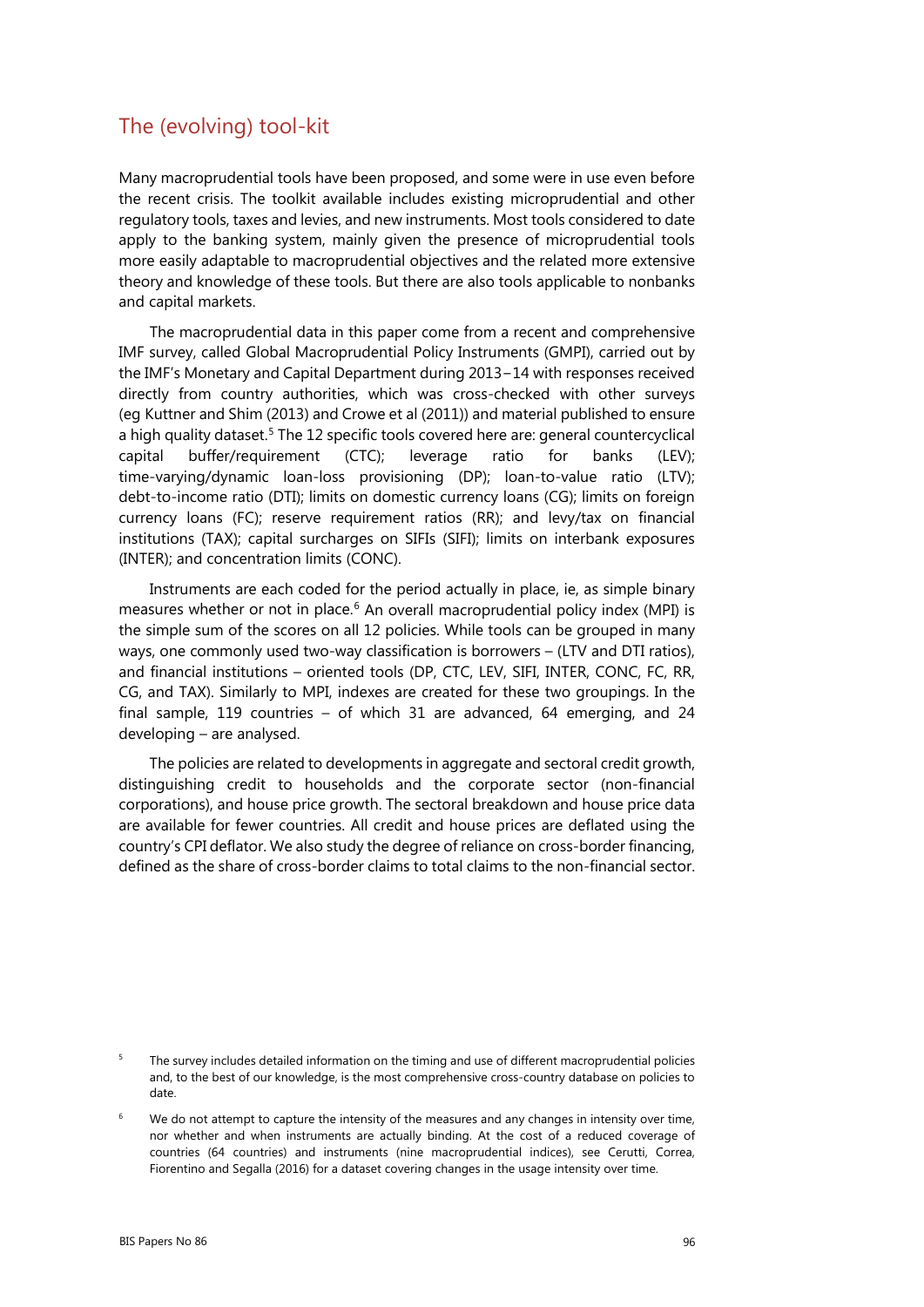## The (evolving) tool-kit

Many macroprudential tools have been proposed, and some were in use even before the recent crisis. The toolkit available includes existing microprudential and other regulatory tools, taxes and levies, and new instruments. Most tools considered to date apply to the banking system, mainly given the presence of microprudential tools more easily adaptable to macroprudential objectives and the related more extensive theory and knowledge of these tools. But there are also tools applicable to nonbanks and capital markets.

The macroprudential data in this paper come from a recent and comprehensive IMF survey, called Global Macroprudential Policy Instruments (GMPI), carried out by the IMF's Monetary and Capital Department during 2013–14 with responses received directly from country authorities, which was cross-checked with other surveys (eg Kuttner and Shim (2013) and Crowe et al (2011)) and material published to ensure a high quality dataset.[5] The 12 specific tools covered here are: general countercyclical capital buffer/requirement (CTC); leverage ratio for banks (LEV); time-varying/dynamic loan-loss provisioning (DP); loan-to-value ratio (LTV); debt-to-income ratio (DTI); limits on domestic currency loans (CG); limits on foreign currency loans (FC); reserve requirement ratios (RR); and levy/tax on financial institutions (TAX); capital surcharges on SIFIs (SIFI); limits on interbank exposures (INTER); and concentration limits (CONC).

Instruments are each coded for the period actually in place, ie, as simple binary measures whether or not in place.[6] An overall macroprudential policy index (MPI) is the simple sum of the scores on all 12 policies. While tools can be grouped in many ways, one commonly used two-way classification is borrowers – (LTV and DTI ratios), and financial institutions – oriented tools (DP, CTC, LEV, SIFI, INTER, CONC, FC, RR, CG, and TAX). Similarly to MPI, indexes are created for these two groupings. In the final sample, 119 countries – of which 31 are advanced, 64 emerging, and 24 developing – are analysed.

The policies are related to developments in aggregate and sectoral credit growth, distinguishing credit to households and the corporate sector (non-financial corporations), and house price growth. The sectoral breakdown and house price data are available for fewer countries. All credit and house prices are deflated using the country's CPI deflator. We also study the degree of reliance on cross-border financing, defined as the share of cross-border claims to total claims to the non-financial sector.

[5] The survey includes detailed information on the timing and use of different macroprudential policies and, to the best of our knowledge, is the most comprehensive cross-country database on policies to date.

[6] We do not attempt to capture the intensity of the measures and any changes in intensity over time, nor whether and when instruments are actually binding. At the cost of a reduced coverage of countries (64 countries) and instruments (nine macroprudential indices), see Cerutti, Correa, Fiorentino and Segalla (2016) for a dataset covering changes in the usage intensity over time.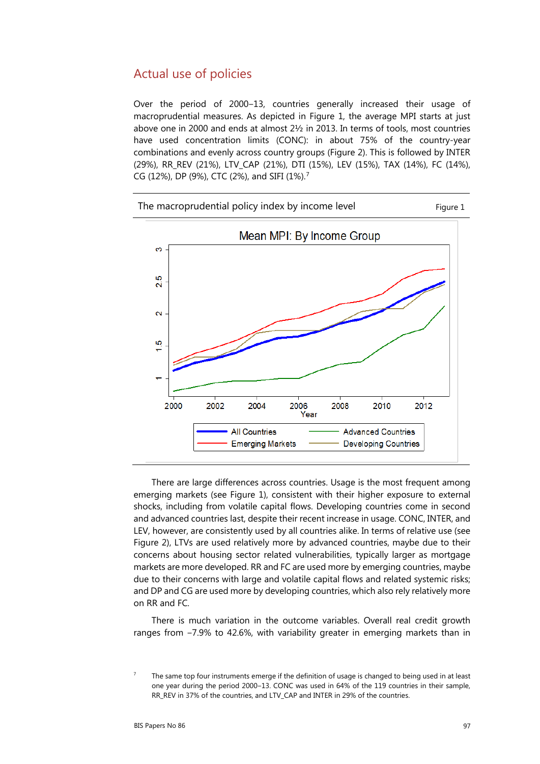## Actual use of policies

Over the period of 2000–13, countries generally increased their usage of macroprudential measures. As depicted in Figure 1, the average MPI starts at just above one in 2000 and ends at almost 2½ in 2013. In terms of tools, most countries have used concentration limits (CONC): in about 75% of the country-year combinations and evenly across country groups (Figure 2). This is followed by INTER (29%), RR_REV (21%), LTV_CAP (21%), DTI (15%), LEV (15%), TAX (14%), FC (14%), CG (12%), DP (9%), CTC (2%), and SIFI (1%).[7]

The macroprudential policy index by income level — Figure 1

There are large differences across countries. Usage is the most frequent among emerging markets (see Figure 1), consistent with their higher exposure to external shocks, including from volatile capital flows. Developing countries come in second and advanced countries last, despite their recent increase in usage. CONC, INTER, and LEV, however, are consistently used by all countries alike. In terms of relative use (see Figure 2), LTVs are used relatively more by advanced countries, maybe due to their concerns about housing sector related vulnerabilities, typically larger as mortgage markets are more developed. RR and FC are used more by emerging countries, maybe due to their concerns with large and volatile capital flows and related systemic risks; and DP and CG are used more by developing countries, which also rely relatively more on RR and FC.

There is much variation in the outcome variables. Overall real credit growth ranges from −7.9% to 42.6%, with variability greater in emerging markets than in

[7] The same top four instruments emerge if the definition of usage is changed to being used in at least one year during the period 2000–13. CONC was used in 64% of the 119 countries in their sample, RR_REV in 37% of the countries, and LTV_CAP and INTER in 29% of the countries.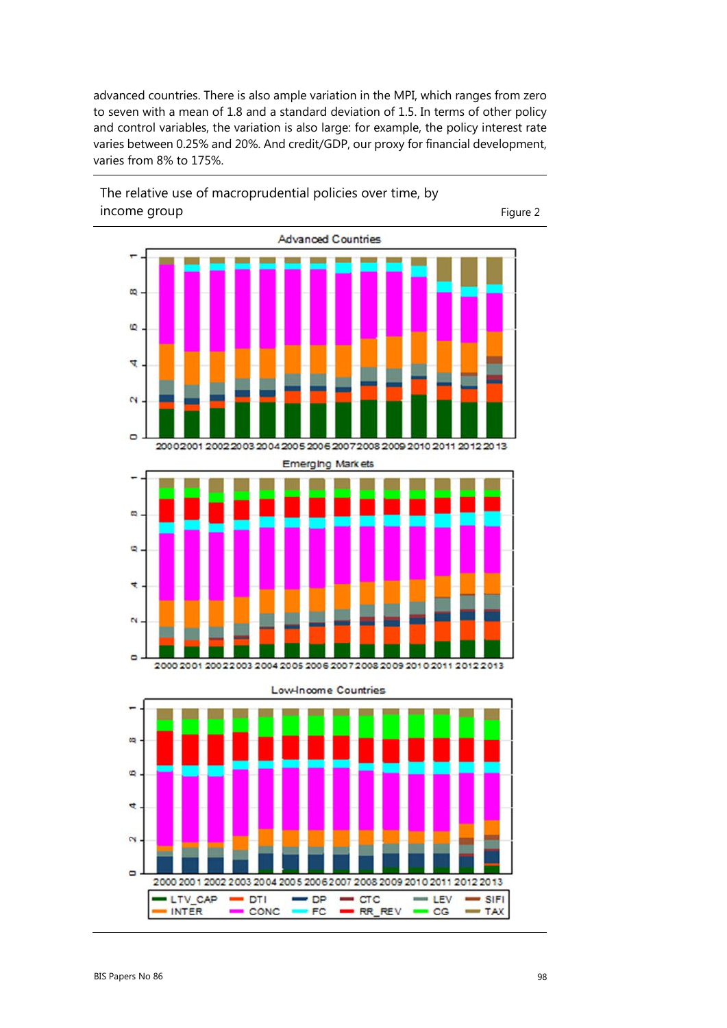advanced countries. There is also ample variation in the MPI, which ranges from zero to seven with a mean of 1.8 and a standard deviation of 1.5. In terms of other policy and control variables, the variation is also large: for example, the policy interest rate varies between 0.25% and 20%. And credit/GDP, our proxy for financial development, varies from 8% to 175%.

The relative use of macroprudential policies over time, by income group

Figure 2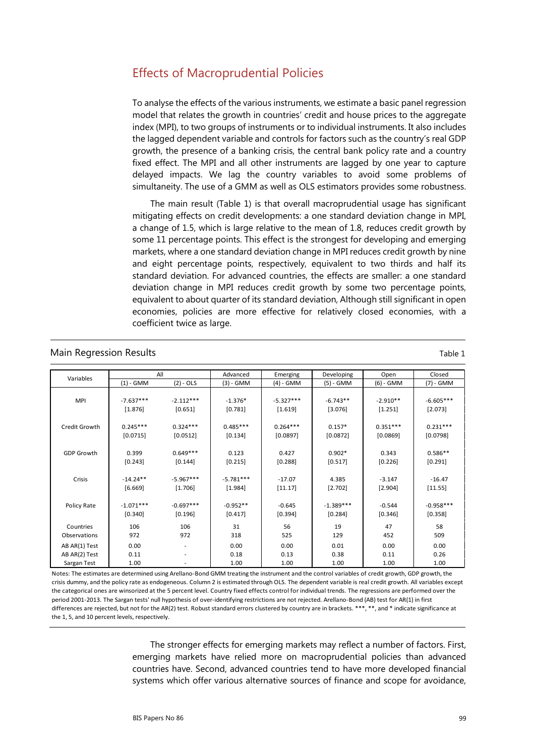## Effects of Macroprudential Policies

To analyse the effects of the various instruments, we estimate a basic panel regression model that relates the growth in countries' credit and house prices to the aggregate index (MPI), to two groups of instruments or to individual instruments. It also includes the lagged dependent variable and controls for factors such as the country's real GDP growth, the presence of a banking crisis, the central bank policy rate and a country fixed effect. The MPI and all other instruments are lagged by one year to capture delayed impacts. We lag the country variables to avoid some problems of simultaneity. The use of a GMM as well as OLS estimators provides some robustness.

The main result (Table 1) is that overall macroprudential usage has significant mitigating effects on credit developments: a one standard deviation change in MPI, a change of 1.5, which is large relative to the mean of 1.8, reduces credit growth by some 11 percentage points. This effect is the strongest for developing and emerging markets, where a one standard deviation change in MPI reduces credit growth by nine and eight percentage points, respectively, equivalent to two thirds and half its standard deviation. For advanced countries, the effects are smaller: a one standard deviation change in MPI reduces credit growth by some two percentage points, equivalent to about quarter of its standard deviation, Although still significant in open economies, policies are more effective for relatively closed economies, with a coefficient twice as large.

Main Regression Results — Table 1

| Variables | All | | Advanced | Emerging | Developing | Open | Closed |
|---|---|---|---|---|---|---|---|
| | (1) - GMM | (2) - OLS | (3) - GMM | (4) - GMM | (5) - GMM | (6) - GMM | (7) - GMM |
| MPI | -7.637*** | -2.112*** | -1.376* | -5.327*** | -6.743** | -2.910** | -6.605*** |
| | [1.876] | [0.651] | [0.781] | [1.619] | [3.076] | [1.251] | [2.073] |
| Credit Growth | 0.245*** | 0.324*** | 0.485*** | 0.264*** | 0.157* | 0.351*** | 0.231*** |
| | [0.0715] | [0.0512] | [0.134] | [0.0897] | [0.0872] | [0.0869] | [0.0798] |
| GDP Growth | 0.399 | 0.649*** | 0.123 | 0.427 | 0.902* | 0.343 | 0.586** |
| | [0.243] | [0.144] | [0.215] | [0.288] | [0.517] | [0.226] | [0.291] |
| Crisis | -14.24** | -5.967*** | -5.781*** | -17.07 | 4.385 | -3.147 | -16.47 |
| | [6.669] | [1.706] | [1.984] | [11.17] | [2.702] | [2.904] | [11.55] |
| Policy Rate | -1.071*** | -0.697*** | -0.952** | -0.645 | -1.389*** | -0.544 | -0.958*** |
| | [0.340] | [0.196] | [0.417] | [0.394] | [0.284] | [0.346] | [0.358] |
| Countries | 106 | 106 | 31 | 56 | 19 | 47 | 58 |
| Observations | 972 | 972 | 318 | 525 | 129 | 452 | 509 |
| AB AR(1) Test | 0.00 | - | 0.00 | 0.00 | 0.01 | 0.00 | 0.00 |
| AB AR(2) Test | 0.11 | - | 0.18 | 0.13 | 0.38 | 0.11 | 0.26 |
| Sargan Test | 1.00 | - | 1.00 | 1.00 | 1.00 | 1.00 | 1.00 |

Notes: The estimates are determined using Arellano-Bond GMM treating the instrument and the control variables of credit growth, GDP growth, the crisis dummy, and the policy rate as endogeneous. Column 2 is estimated through OLS. The dependent variable is real credit growth. All variables except the categorical ones are winsorized at the 5 percent level. Country fixed effects control for individual trends. The regressions are performed over the period 2001-2013. The Sargan tests' null hypothesis of over-identifying restrictions are not rejected. Arellano-Bond (AB) test for AR(1) in first differences are rejected, but not for the AR(2) test. Robust standard errors clustered by country are in brackets. ***, **, and * indicate significance at the 1, 5, and 10 percent levels, respectively.

The stronger effects for emerging markets may reflect a number of factors. First, emerging markets have relied more on macroprudential policies than advanced countries have. Second, advanced countries tend to have more developed financial systems which offer various alternative sources of finance and scope for avoidance,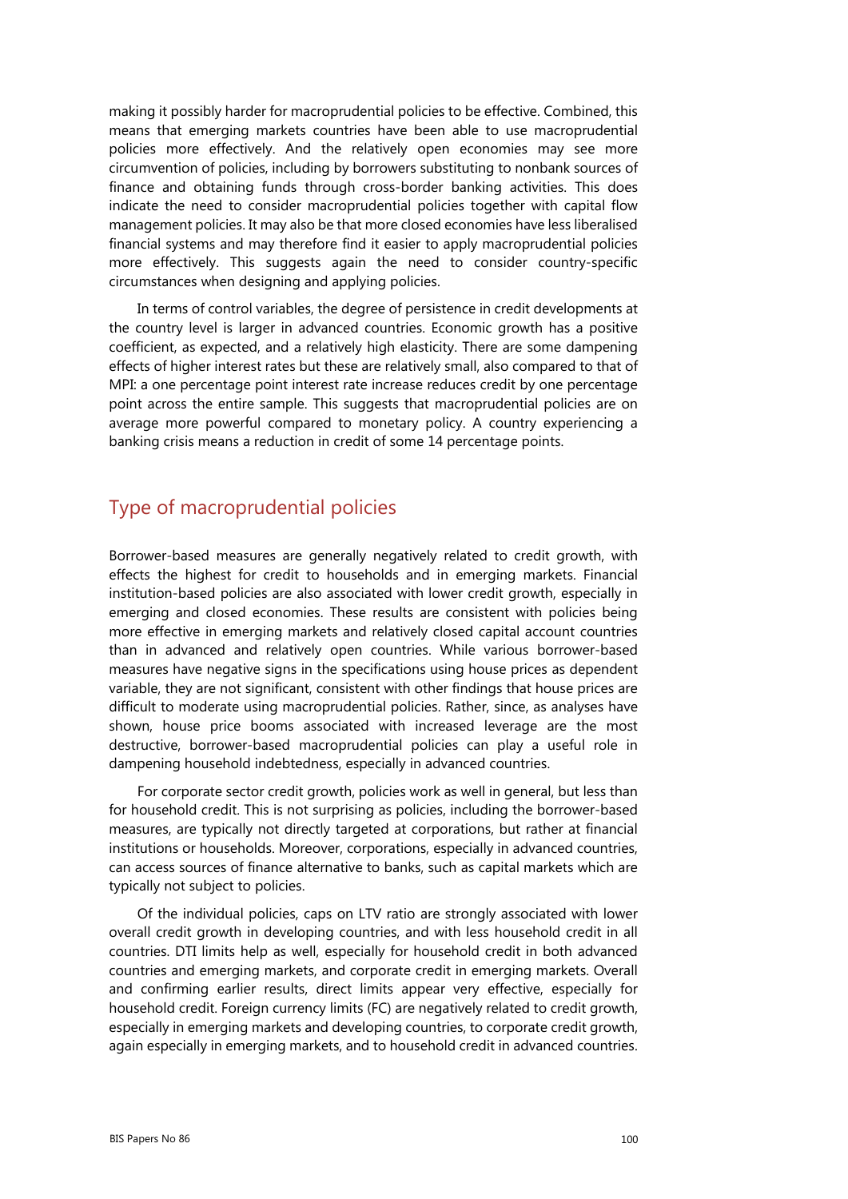making it possibly harder for macroprudential policies to be effective. Combined, this means that emerging markets countries have been able to use macroprudential policies more effectively. And the relatively open economies may see more circumvention of policies, including by borrowers substituting to nonbank sources of finance and obtaining funds through cross-border banking activities. This does indicate the need to consider macroprudential policies together with capital flow management policies. It may also be that more closed economies have less liberalised financial systems and may therefore find it easier to apply macroprudential policies more effectively. This suggests again the need to consider country-specific circumstances when designing and applying policies.

In terms of control variables, the degree of persistence in credit developments at the country level is larger in advanced countries. Economic growth has a positive coefficient, as expected, and a relatively high elasticity. There are some dampening effects of higher interest rates but these are relatively small, also compared to that of MPI: a one percentage point interest rate increase reduces credit by one percentage point across the entire sample. This suggests that macroprudential policies are on average more powerful compared to monetary policy. A country experiencing a banking crisis means a reduction in credit of some 14 percentage points.

## Type of macroprudential policies

Borrower-based measures are generally negatively related to credit growth, with effects the highest for credit to households and in emerging markets. Financial institution-based policies are also associated with lower credit growth, especially in emerging and closed economies. These results are consistent with policies being more effective in emerging markets and relatively closed capital account countries than in advanced and relatively open countries. While various borrower-based measures have negative signs in the specifications using house prices as dependent variable, they are not significant, consistent with other findings that house prices are difficult to moderate using macroprudential policies. Rather, since, as analyses have shown, house price booms associated with increased leverage are the most destructive, borrower-based macroprudential policies can play a useful role in dampening household indebtedness, especially in advanced countries.

For corporate sector credit growth, policies work as well in general, but less than for household credit. This is not surprising as policies, including the borrower-based measures, are typically not directly targeted at corporations, but rather at financial institutions or households. Moreover, corporations, especially in advanced countries, can access sources of finance alternative to banks, such as capital markets which are typically not subject to policies.

Of the individual policies, caps on LTV ratio are strongly associated with lower overall credit growth in developing countries, and with less household credit in all countries. DTI limits help as well, especially for household credit in both advanced countries and emerging markets, and corporate credit in emerging markets. Overall and confirming earlier results, direct limits appear very effective, especially for household credit. Foreign currency limits (FC) are negatively related to credit growth, especially in emerging markets and developing countries, to corporate credit growth, again especially in emerging markets, and to household credit in advanced countries.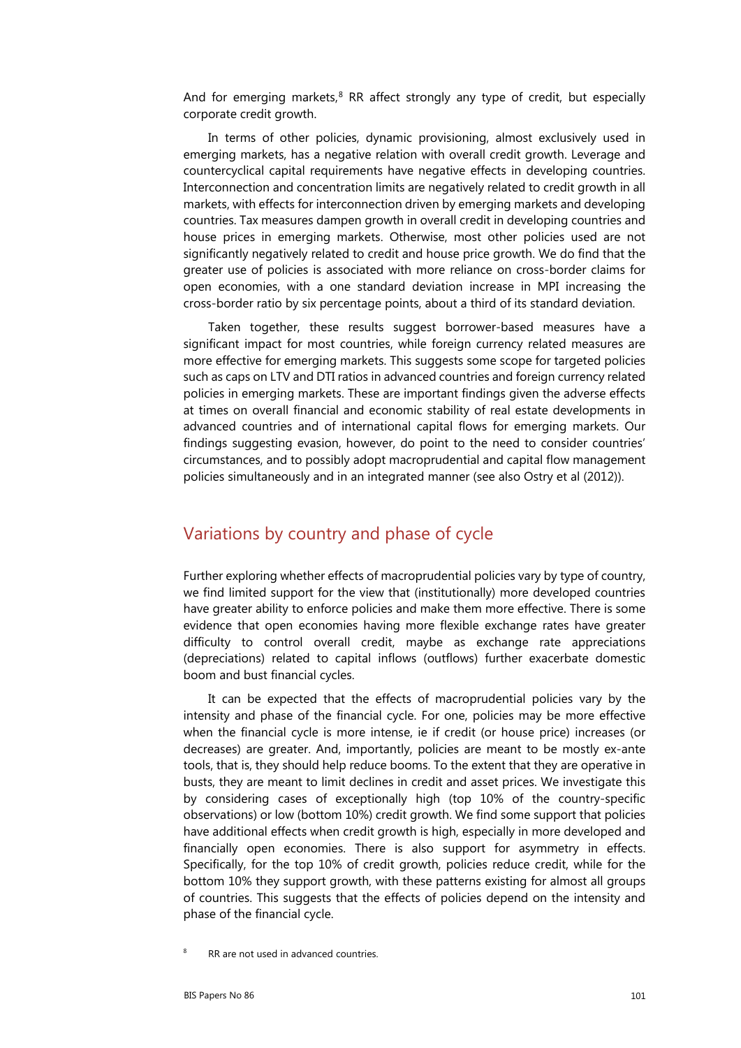And for emerging markets,[8] RR affect strongly any type of credit, but especially corporate credit growth.

In terms of other policies, dynamic provisioning, almost exclusively used in emerging markets, has a negative relation with overall credit growth. Leverage and countercyclical capital requirements have negative effects in developing countries. Interconnection and concentration limits are negatively related to credit growth in all markets, with effects for interconnection driven by emerging markets and developing countries. Tax measures dampen growth in overall credit in developing countries and house prices in emerging markets. Otherwise, most other policies used are not significantly negatively related to credit and house price growth. We do find that the greater use of policies is associated with more reliance on cross-border claims for open economies, with a one standard deviation increase in MPI increasing the cross-border ratio by six percentage points, about a third of its standard deviation.

Taken together, these results suggest borrower-based measures have a significant impact for most countries, while foreign currency related measures are more effective for emerging markets. This suggests some scope for targeted policies such as caps on LTV and DTI ratios in advanced countries and foreign currency related policies in emerging markets. These are important findings given the adverse effects at times on overall financial and economic stability of real estate developments in advanced countries and of international capital flows for emerging markets. Our findings suggesting evasion, however, do point to the need to consider countries' circumstances, and to possibly adopt macroprudential and capital flow management policies simultaneously and in an integrated manner (see also Ostry et al (2012)).

## Variations by country and phase of cycle

Further exploring whether effects of macroprudential policies vary by type of country, we find limited support for the view that (institutionally) more developed countries have greater ability to enforce policies and make them more effective. There is some evidence that open economies having more flexible exchange rates have greater difficulty to control overall credit, maybe as exchange rate appreciations (depreciations) related to capital inflows (outflows) further exacerbate domestic boom and bust financial cycles.

It can be expected that the effects of macroprudential policies vary by the intensity and phase of the financial cycle. For one, policies may be more effective when the financial cycle is more intense, ie if credit (or house price) increases (or decreases) are greater. And, importantly, policies are meant to be mostly ex-ante tools, that is, they should help reduce booms. To the extent that they are operative in busts, they are meant to limit declines in credit and asset prices. We investigate this by considering cases of exceptionally high (top 10% of the country-specific observations) or low (bottom 10%) credit growth. We find some support that policies have additional effects when credit growth is high, especially in more developed and financially open economies. There is also support for asymmetry in effects. Specifically, for the top 10% of credit growth, policies reduce credit, while for the bottom 10% they support growth, with these patterns existing for almost all groups of countries. This suggests that the effects of policies depend on the intensity and phase of the financial cycle.

[8] RR are not used in advanced countries.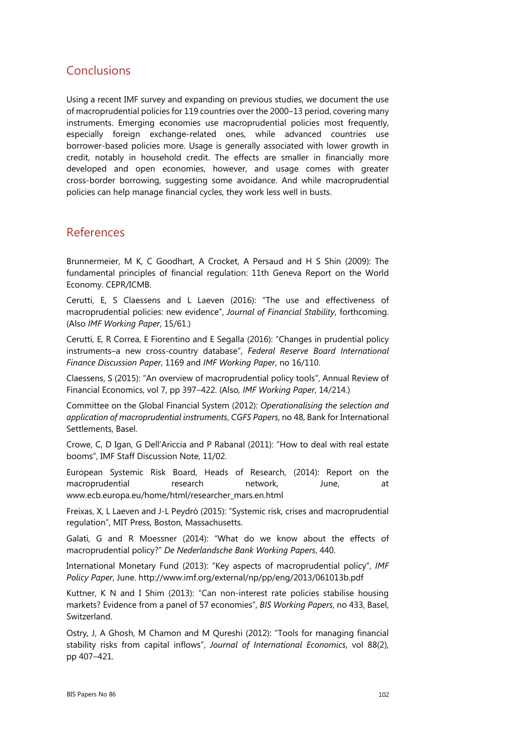## Conclusions

Using a recent IMF survey and expanding on previous studies, we document the use of macroprudential policies for 119 countries over the 2000–13 period, covering many instruments. Emerging economies use macroprudential policies most frequently, especially foreign exchange-related ones, while advanced countries use borrower-based policies more. Usage is generally associated with lower growth in credit, notably in household credit. The effects are smaller in financially more developed and open economies, however, and usage comes with greater cross-border borrowing, suggesting some avoidance. And while macroprudential policies can help manage financial cycles, they work less well in busts.

## References

Brunnermeier, M K, C Goodhart, A Crocket, A Persaud and H S Shin (2009): The fundamental principles of financial regulation: 11th Geneva Report on the World Economy. CEPR/ICMB.

Cerutti, E, S Claessens and L Laeven (2016): "The use and effectiveness of macroprudential policies: new evidence", *Journal of Financial Stability*, forthcoming. (Also *IMF Working Paper*, 15/61.)

Cerutti, E, R Correa, E Fiorentino and E Segalla (2016): "Changes in prudential policy instruments–a new cross-country database", *Federal Reserve Board International Finance Discussion Paper*, 1169 and *IMF Working Paper*, no 16/110.

Claessens, S (2015): "An overview of macroprudential policy tools", Annual Review of Financial Economics, vol 7, pp 397–422. (Also*, IMF Working Paper*, 14/214.)

Committee on the Global Financial System (2012): *Operationalising the selection and application of macroprudential instruments*, *CGFS Papers*, no 48, Bank for International Settlements, Basel.

Crowe, C, D Igan, G Dell'Ariccia and P Rabanal (2011): "How to deal with real estate booms", IMF Staff Discussion Note, 11/02.

European Systemic Risk Board, Heads of Research, (2014): Report on the macroprudential research network, June, at www.ecb.europa.eu/home/html/researcher_mars.en.html

Freixas, X, L Laeven and J-L Peydró (2015): "Systemic risk, crises and macroprudential regulation", MIT Press, Boston, Massachusetts.

Galati, G and R Moessner (2014): "What do we know about the effects of macroprudential policy?" *De Nederlandsche Bank Working Papers*, 440.

International Monetary Fund (2013): "Key aspects of macroprudential policy", *IMF Policy Paper*, June. http://www.imf.org/external/np/pp/eng/2013/061013b.pdf

Kuttner, K N and I Shim (2013): "Can non-interest rate policies stabilise housing markets? Evidence from a panel of 57 economies", *BIS Working Papers*, no 433, Basel, Switzerland.

Ostry, J, A Ghosh, M Chamon and M Qureshi (2012): "Tools for managing financial stability risks from capital inflows", *Journal of International Economics*, vol 88(2), pp 407–421.